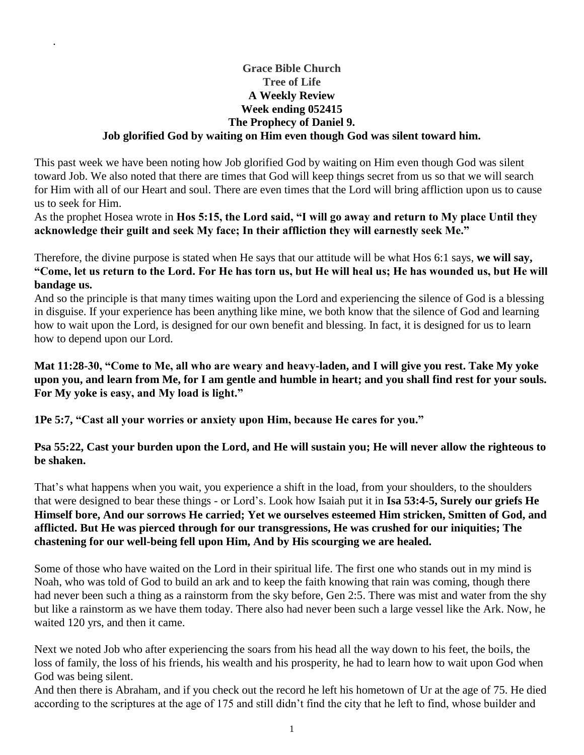**Grace Bible Church**
**Tree of Life**
**A Weekly Review**
**Week ending 052415**
**The Prophecy of Daniel 9.**
**Job glorified God by waiting on Him even though God was silent toward him.**

This past week we have been noting how Job glorified God by waiting on Him even though God was silent toward Job. We also noted that there are times that God will keep things secret from us so that we will search for Him with all of our Heart and soul. There are even times that the Lord will bring affliction upon us to cause us to seek for Him.

As the prophet Hosea wrote in **Hos 5:15, the Lord said, "I will go away and return to My place Until they acknowledge their guilt and seek My face; In their affliction they will earnestly seek Me."**

Therefore, the divine purpose is stated when He says that our attitude will be what Hos 6:1 says, **we will say, "Come, let us return to the Lord. For He has torn us, but He will heal us; He has wounded us, but He will bandage us.**

And so the principle is that many times waiting upon the Lord and experiencing the silence of God is a blessing in disguise. If your experience has been anything like mine, we both know that the silence of God and learning how to wait upon the Lord, is designed for our own benefit and blessing. In fact, it is designed for us to learn how to depend upon our Lord.

**Mat 11:28-30, "Come to Me, all who are weary and heavy-laden, and I will give you rest. Take My yoke upon you, and learn from Me, for I am gentle and humble in heart; and you shall find rest for your souls. For My yoke is easy, and My load is light."**

**1Pe 5:7, "Cast all your worries or anxiety upon Him, because He cares for you."**

**Psa 55:22, Cast your burden upon the Lord, and He will sustain you; He will never allow the righteous to be shaken.**

That's what happens when you wait, you experience a shift in the load, from your shoulders, to the shoulders that were designed to bear these things - or Lord's. Look how Isaiah put it in **Isa 53:4-5, Surely our griefs He Himself bore, And our sorrows He carried; Yet we ourselves esteemed Him stricken, Smitten of God, and afflicted. But He was pierced through for our transgressions, He was crushed for our iniquities; The chastening for our well-being fell upon Him, And by His scourging we are healed.**

Some of those who have waited on the Lord in their spiritual life. The first one who stands out in my mind is Noah, who was told of God to build an ark and to keep the faith knowing that rain was coming, though there had never been such a thing as a rainstorm from the sky before, Gen 2:5. There was mist and water from the shy but like a rainstorm as we have them today. There also had never been such a large vessel like the Ark. Now, he waited 120 yrs, and then it came.

Next we noted Job who after experiencing the soars from his head all the way down to his feet, the boils, the loss of family, the loss of his friends, his wealth and his prosperity, he had to learn how to wait upon God when God was being silent.

And then there is Abraham, and if you check out the record he left his hometown of Ur at the age of 75. He died according to the scriptures at the age of 175 and still didn't find the city that he left to find, whose builder and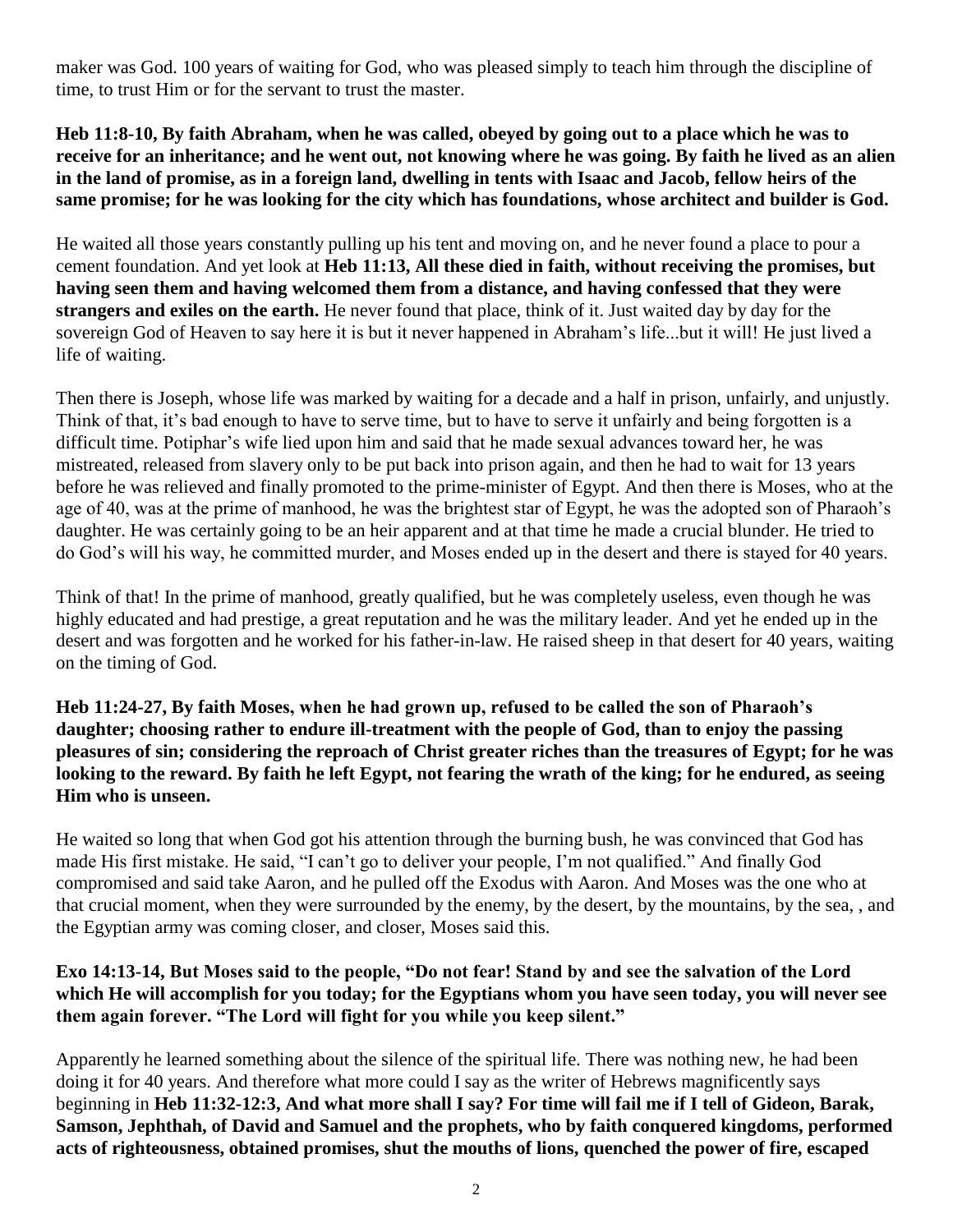maker was God. 100 years of waiting for God, who was pleased simply to teach him through the discipline of time, to trust Him or for the servant to trust the master.

**Heb 11:8-10, By faith Abraham, when he was called, obeyed by going out to a place which he was to receive for an inheritance; and he went out, not knowing where he was going. By faith he lived as an alien in the land of promise, as in a foreign land, dwelling in tents with Isaac and Jacob, fellow heirs of the same promise; for he was looking for the city which has foundations, whose architect and builder is God.**

He waited all those years constantly pulling up his tent and moving on, and he never found a place to pour a cement foundation. And yet look at **Heb 11:13, All these died in faith, without receiving the promises, but having seen them and having welcomed them from a distance, and having confessed that they were strangers and exiles on the earth.** He never found that place, think of it. Just waited day by day for the sovereign God of Heaven to say here it is but it never happened in Abraham's life...but it will! He just lived a life of waiting.

Then there is Joseph, whose life was marked by waiting for a decade and a half in prison, unfairly, and unjustly. Think of that, it's bad enough to have to serve time, but to have to serve it unfairly and being forgotten is a difficult time. Potiphar's wife lied upon him and said that he made sexual advances toward her, he was mistreated, released from slavery only to be put back into prison again, and then he had to wait for 13 years before he was relieved and finally promoted to the prime-minister of Egypt. And then there is Moses, who at the age of 40, was at the prime of manhood, he was the brightest star of Egypt, he was the adopted son of Pharaoh's daughter. He was certainly going to be an heir apparent and at that time he made a crucial blunder. He tried to do God's will his way, he committed murder, and Moses ended up in the desert and there is stayed for 40 years.

Think of that! In the prime of manhood, greatly qualified, but he was completely useless, even though he was highly educated and had prestige, a great reputation and he was the military leader. And yet he ended up in the desert and was forgotten and he worked for his father-in-law. He raised sheep in that desert for 40 years, waiting on the timing of God.

**Heb 11:24-27, By faith Moses, when he had grown up, refused to be called the son of Pharaoh's daughter; choosing rather to endure ill-treatment with the people of God, than to enjoy the passing pleasures of sin; considering the reproach of Christ greater riches than the treasures of Egypt; for he was looking to the reward. By faith he left Egypt, not fearing the wrath of the king; for he endured, as seeing Him who is unseen.**

He waited so long that when God got his attention through the burning bush, he was convinced that God has made His first mistake. He said, "I can't go to deliver your people, I'm not qualified." And finally God compromised and said take Aaron, and he pulled off the Exodus with Aaron. And Moses was the one who at that crucial moment, when they were surrounded by the enemy, by the desert, by the mountains, by the sea, , and the Egyptian army was coming closer, and closer, Moses said this.

**Exo 14:13-14, But Moses said to the people, "Do not fear! Stand by and see the salvation of the Lord which He will accomplish for you today; for the Egyptians whom you have seen today, you will never see them again forever. "The Lord will fight for you while you keep silent."**

Apparently he learned something about the silence of the spiritual life. There was nothing new, he had been doing it for 40 years. And therefore what more could I say as the writer of Hebrews magnificently says beginning in **Heb 11:32-12:3, And what more shall I say? For time will fail me if I tell of Gideon, Barak, Samson, Jephthah, of David and Samuel and the prophets, who by faith conquered kingdoms, performed acts of righteousness, obtained promises, shut the mouths of lions, quenched the power of fire, escaped**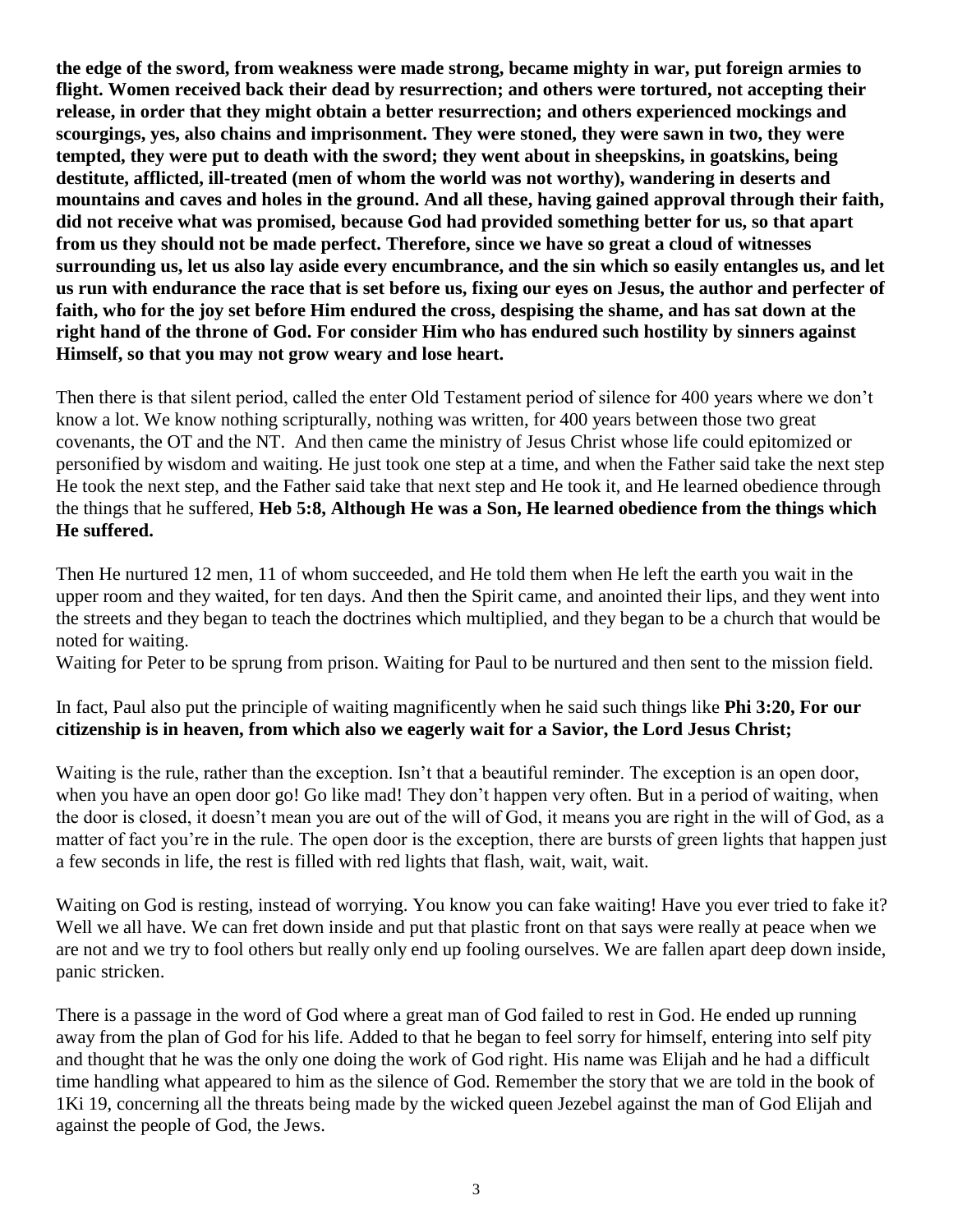**the edge of the sword, from weakness were made strong, became mighty in war, put foreign armies to flight. Women received back their dead by resurrection; and others were tortured, not accepting their release, in order that they might obtain a better resurrection; and others experienced mockings and scourgings, yes, also chains and imprisonment. They were stoned, they were sawn in two, they were tempted, they were put to death with the sword; they went about in sheepskins, in goatskins, being destitute, afflicted, ill-treated (men of whom the world was not worthy), wandering in deserts and mountains and caves and holes in the ground. And all these, having gained approval through their faith, did not receive what was promised, because God had provided something better for us, so that apart from us they should not be made perfect. Therefore, since we have so great a cloud of witnesses surrounding us, let us also lay aside every encumbrance, and the sin which so easily entangles us, and let us run with endurance the race that is set before us, fixing our eyes on Jesus, the author and perfecter of faith, who for the joy set before Him endured the cross, despising the shame, and has sat down at the right hand of the throne of God. For consider Him who has endured such hostility by sinners against Himself, so that you may not grow weary and lose heart.**

Then there is that silent period, called the enter Old Testament period of silence for 400 years where we don't know a lot. We know nothing scripturally, nothing was written, for 400 years between those two great covenants, the OT and the NT. And then came the ministry of Jesus Christ whose life could epitomized or personified by wisdom and waiting. He just took one step at a time, and when the Father said take the next step He took the next step, and the Father said take that next step and He took it, and He learned obedience through the things that he suffered, **Heb 5:8, Although He was a Son, He learned obedience from the things which He suffered.**

Then He nurtured 12 men, 11 of whom succeeded, and He told them when He left the earth you wait in the upper room and they waited, for ten days. And then the Spirit came, and anointed their lips, and they went into the streets and they began to teach the doctrines which multiplied, and they began to be a church that would be noted for waiting.
Waiting for Peter to be sprung from prison. Waiting for Paul to be nurtured and then sent to the mission field.

In fact, Paul also put the principle of waiting magnificently when he said such things like **Phi 3:20, For our citizenship is in heaven, from which also we eagerly wait for a Savior, the Lord Jesus Christ;**

Waiting is the rule, rather than the exception. Isn't that a beautiful reminder. The exception is an open door, when you have an open door go! Go like mad! They don't happen very often. But in a period of waiting, when the door is closed, it doesn't mean you are out of the will of God, it means you are right in the will of God, as a matter of fact you're in the rule. The open door is the exception, there are bursts of green lights that happen just a few seconds in life, the rest is filled with red lights that flash, wait, wait, wait.

Waiting on God is resting, instead of worrying. You know you can fake waiting! Have you ever tried to fake it? Well we all have. We can fret down inside and put that plastic front on that says were really at peace when we are not and we try to fool others but really only end up fooling ourselves. We are fallen apart deep down inside, panic stricken.

There is a passage in the word of God where a great man of God failed to rest in God. He ended up running away from the plan of God for his life. Added to that he began to feel sorry for himself, entering into self pity and thought that he was the only one doing the work of God right. His name was Elijah and he had a difficult time handling what appeared to him as the silence of God. Remember the story that we are told in the book of 1Ki 19, concerning all the threats being made by the wicked queen Jezebel against the man of God Elijah and against the people of God, the Jews.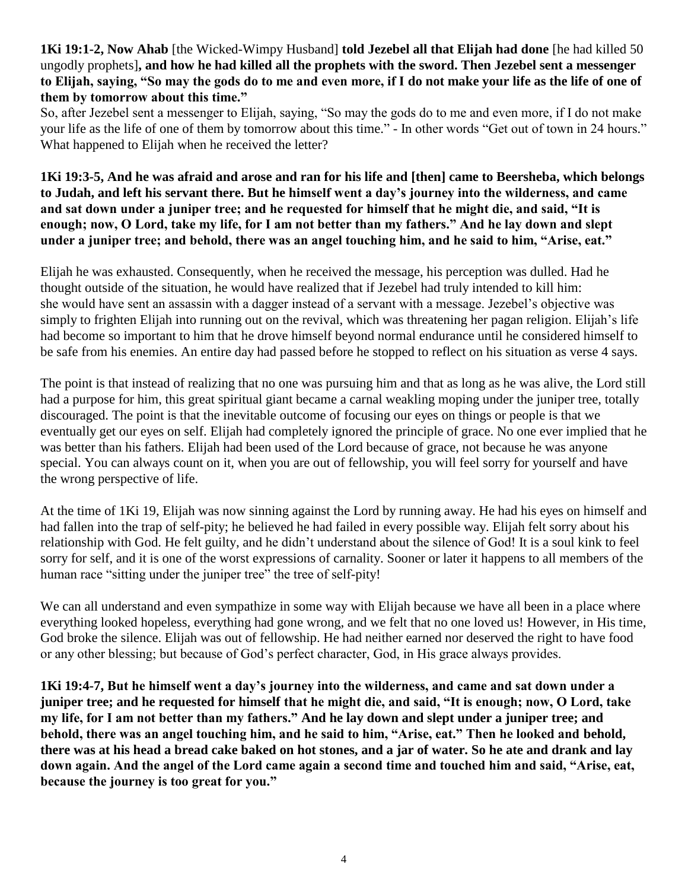**1Ki 19:1-2, Now Ahab** [the Wicked-Wimpy Husband] **told Jezebel all that Elijah had done** [he had killed 50 ungodly prophets]**, and how he had killed all the prophets with the sword. Then Jezebel sent a messenger to Elijah, saying, "So may the gods do to me and even more, if I do not make your life as the life of one of them by tomorrow about this time."**

So, after Jezebel sent a messenger to Elijah, saying, "So may the gods do to me and even more, if I do not make your life as the life of one of them by tomorrow about this time." - In other words "Get out of town in 24 hours." What happened to Elijah when he received the letter?

**1Ki 19:3-5, And he was afraid and arose and ran for his life and [then] came to Beersheba, which belongs to Judah, and left his servant there. But he himself went a day's journey into the wilderness, and came and sat down under a juniper tree; and he requested for himself that he might die, and said, "It is enough; now, O Lord, take my life, for I am not better than my fathers." And he lay down and slept under a juniper tree; and behold, there was an angel touching him, and he said to him, "Arise, eat."**

Elijah he was exhausted. Consequently, when he received the message, his perception was dulled. Had he thought outside of the situation, he would have realized that if Jezebel had truly intended to kill him: she would have sent an assassin with a dagger instead of a servant with a message. Jezebel's objective was simply to frighten Elijah into running out on the revival, which was threatening her pagan religion. Elijah's life had become so important to him that he drove himself beyond normal endurance until he considered himself to be safe from his enemies. An entire day had passed before he stopped to reflect on his situation as verse 4 says.

The point is that instead of realizing that no one was pursuing him and that as long as he was alive, the Lord still had a purpose for him, this great spiritual giant became a carnal weakling moping under the juniper tree, totally discouraged. The point is that the inevitable outcome of focusing our eyes on things or people is that we eventually get our eyes on self. Elijah had completely ignored the principle of grace. No one ever implied that he was better than his fathers. Elijah had been used of the Lord because of grace, not because he was anyone special. You can always count on it, when you are out of fellowship, you will feel sorry for yourself and have the wrong perspective of life.

At the time of 1Ki 19, Elijah was now sinning against the Lord by running away. He had his eyes on himself and had fallen into the trap of self-pity; he believed he had failed in every possible way. Elijah felt sorry about his relationship with God. He felt guilty, and he didn't understand about the silence of God! It is a soul kink to feel sorry for self, and it is one of the worst expressions of carnality. Sooner or later it happens to all members of the human race "sitting under the juniper tree" the tree of self-pity!

We can all understand and even sympathize in some way with Elijah because we have all been in a place where everything looked hopeless, everything had gone wrong, and we felt that no one loved us! However, in His time, God broke the silence. Elijah was out of fellowship. He had neither earned nor deserved the right to have food or any other blessing; but because of God's perfect character, God, in His grace always provides.

**1Ki 19:4-7, But he himself went a day's journey into the wilderness, and came and sat down under a juniper tree; and he requested for himself that he might die, and said, "It is enough; now, O Lord, take my life, for I am not better than my fathers." And he lay down and slept under a juniper tree; and behold, there was an angel touching him, and he said to him, "Arise, eat." Then he looked and behold, there was at his head a bread cake baked on hot stones, and a jar of water. So he ate and drank and lay down again. And the angel of the Lord came again a second time and touched him and said, "Arise, eat, because the journey is too great for you."**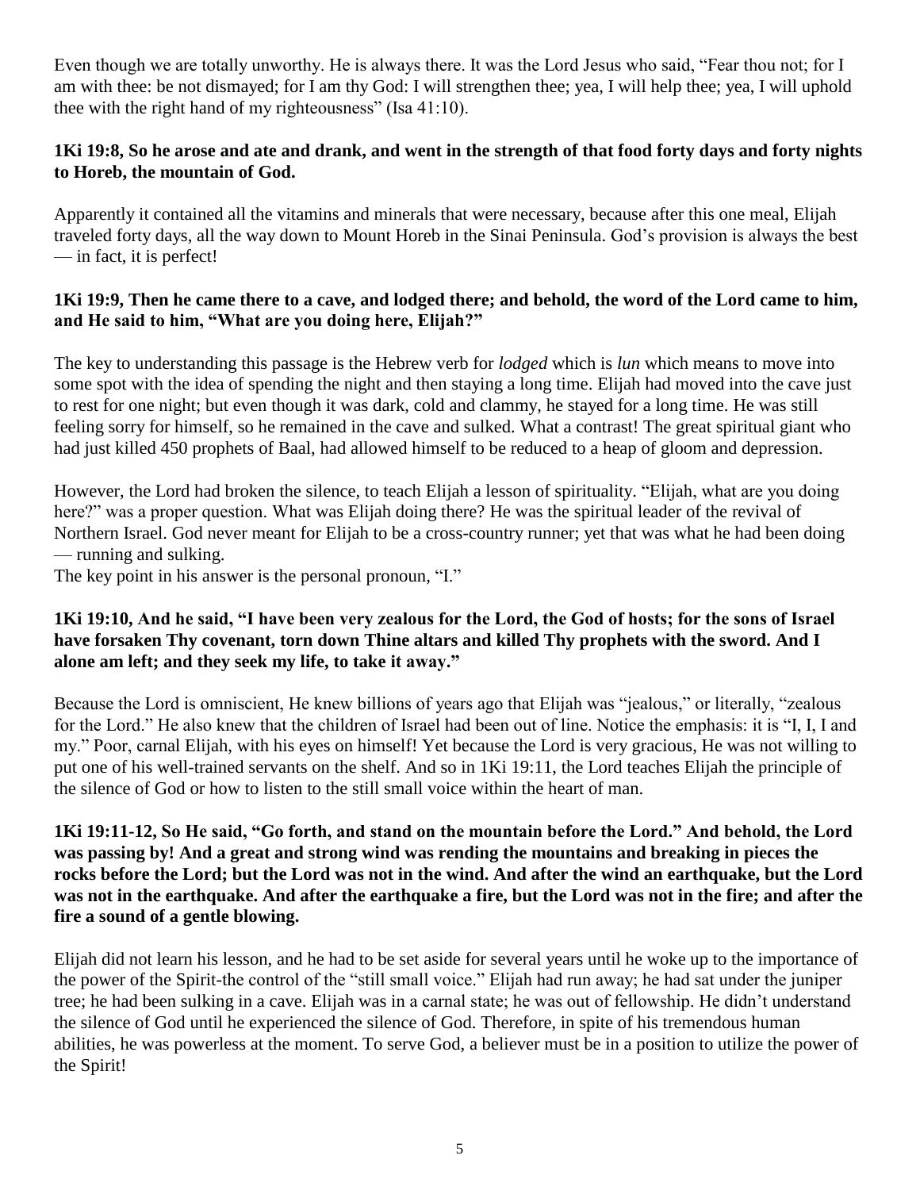Even though we are totally unworthy. He is always there. It was the Lord Jesus who said, "Fear thou not; for I am with thee: be not dismayed; for I am thy God: I will strengthen thee; yea, I will help thee; yea, I will uphold thee with the right hand of my righteousness" (Isa 41:10).

**1Ki 19:8, So he arose and ate and drank, and went in the strength of that food forty days and forty nights to Horeb, the mountain of God.**

Apparently it contained all the vitamins and minerals that were necessary, because after this one meal, Elijah traveled forty days, all the way down to Mount Horeb in the Sinai Peninsula. God's provision is always the best — in fact, it is perfect!

**1Ki 19:9, Then he came there to a cave, and lodged there; and behold, the word of the Lord came to him, and He said to him, "What are you doing here, Elijah?"**

The key to understanding this passage is the Hebrew verb for *lodged* which is *lun* which means to move into some spot with the idea of spending the night and then staying a long time. Elijah had moved into the cave just to rest for one night; but even though it was dark, cold and clammy, he stayed for a long time. He was still feeling sorry for himself, so he remained in the cave and sulked. What a contrast! The great spiritual giant who had just killed 450 prophets of Baal, had allowed himself to be reduced to a heap of gloom and depression.

However, the Lord had broken the silence, to teach Elijah a lesson of spirituality. "Elijah, what are you doing here?" was a proper question. What was Elijah doing there? He was the spiritual leader of the revival of Northern Israel. God never meant for Elijah to be a cross-country runner; yet that was what he had been doing — running and sulking.
The key point in his answer is the personal pronoun, "I."

**1Ki 19:10, And he said, "I have been very zealous for the Lord, the God of hosts; for the sons of Israel have forsaken Thy covenant, torn down Thine altars and killed Thy prophets with the sword. And I alone am left; and they seek my life, to take it away."**

Because the Lord is omniscient, He knew billions of years ago that Elijah was "jealous," or literally, "zealous for the Lord." He also knew that the children of Israel had been out of line. Notice the emphasis: it is "I, I, I and my." Poor, carnal Elijah, with his eyes on himself! Yet because the Lord is very gracious, He was not willing to put one of his well-trained servants on the shelf. And so in 1Ki 19:11, the Lord teaches Elijah the principle of the silence of God or how to listen to the still small voice within the heart of man.

**1Ki 19:11-12, So He said, "Go forth, and stand on the mountain before the Lord." And behold, the Lord was passing by! And a great and strong wind was rending the mountains and breaking in pieces the rocks before the Lord; but the Lord was not in the wind. And after the wind an earthquake, but the Lord was not in the earthquake. And after the earthquake a fire, but the Lord was not in the fire; and after the fire a sound of a gentle blowing.**

Elijah did not learn his lesson, and he had to be set aside for several years until he woke up to the importance of the power of the Spirit-the control of the "still small voice." Elijah had run away; he had sat under the juniper tree; he had been sulking in a cave. Elijah was in a carnal state; he was out of fellowship. He didn't understand the silence of God until he experienced the silence of God. Therefore, in spite of his tremendous human abilities, he was powerless at the moment. To serve God, a believer must be in a position to utilize the power of the Spirit!